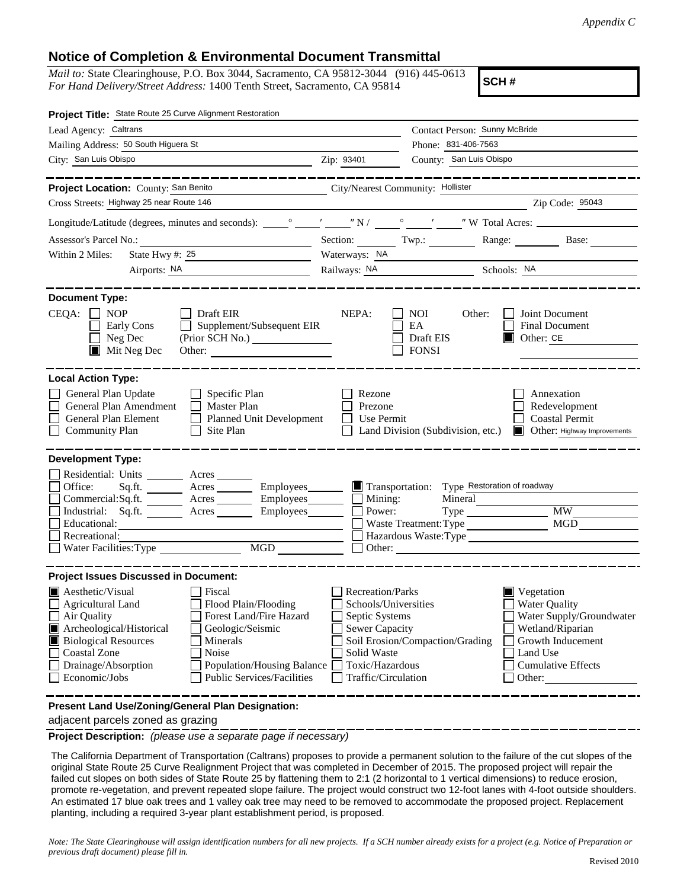*Appendix C*

# Notice of Completion & Environmental Document Transmittal

*Mail to:* State Clearinghouse, P.O. Box 3044, Sacramento, CA 95812-3044 (916) 445-0613
*For Hand Delivery/Street Address:* 1400 Tenth Street, Sacramento, CA 95814

**SCH #**

**Project Title:** State Route 25 Curve Alignment Restoration

Lead Agency: Caltrans | Contact Person: Sunny McBride
Mailing Address: 50 South Higuera St | Phone: 831-406-7563
City: San Luis Obispo | Zip: 93401 | County: San Luis Obispo

---

**Project Location:** County: San Benito | City/Nearest Community: Hollister
Cross Streets: Highway 25 near Route 146 | Zip Code: 95043
Longitude/Latitude (degrees, minutes and seconds): \_\_° \_\_′ \_\_″ N / \_\_° \_\_′ \_\_″ W Total Acres:
Assessor's Parcel No.: | Section: | Twp.: | Range: | Base:
Within 2 Miles: State Hwy #: 25 | Waterways: NA
Airports: NA | Railways: NA | Schools: NA

---

**Document Type:**

CEQA: ☐ NOP ☐ Early Cons ☐ Neg Dec ☒ Mit Neg Dec | ☐ Draft EIR ☐ Supplement/Subsequent EIR (Prior SCH No.) Other:

NEPA: ☐ NOI ☐ EA ☐ Draft EIS ☐ FONSI

Other: ☐ Joint Document ☐ Final Document ☒ Other: CE

---

**Local Action Type:**

☐ General Plan Update ☐ General Plan Amendment ☐ General Plan Element ☐ Community Plan
☐ Specific Plan ☐ Master Plan ☐ Planned Unit Development ☐ Site Plan
☐ Rezone ☐ Prezone ☐ Use Permit ☐ Land Division (Subdivision, etc.)
☐ Annexation ☐ Redevelopment ☐ Coastal Permit ☒ Other: Highway Improvements

---

**Development Type:**

☐ Residential: Units \_\_ Acres \_\_
☐ Office: Sq.ft. \_\_ Acres \_\_ Employees \_\_
☐ Commercial: Sq.ft. \_\_ Acres \_\_ Employees \_\_
☐ Industrial: Sq.ft. \_\_ Acres \_\_ Employees \_\_
☐ Educational:
☐ Recreational:
☐ Water Facilities: Type \_\_ MGD \_\_
☒ Transportation: Type Restoration of roadway
☐ Mining: Mineral
☐ Power: Type \_\_ MW
☐ Waste Treatment: Type \_\_ MGD
☐ Hazardous Waste: Type
☐ Other:

---

**Project Issues Discussed in Document:**

☒ Aesthetic/Visual
☐ Agricultural Land
☐ Air Quality
☒ Archeological/Historical
☒ Biological Resources
☐ Coastal Zone
☐ Drainage/Absorption
☐ Economic/Jobs
☐ Fiscal
☐ Flood Plain/Flooding
☐ Forest Land/Fire Hazard
☐ Geologic/Seismic
☐ Minerals
☐ Noise
☐ Population/Housing Balance
☐ Public Services/Facilities
☐ Recreation/Parks
☐ Schools/Universities
☐ Septic Systems
☐ Sewer Capacity
☐ Soil Erosion/Compaction/Grading
☐ Solid Waste
☐ Toxic/Hazardous
☐ Traffic/Circulation
☒ Vegetation
☐ Water Quality
☐ Water Supply/Groundwater
☐ Wetland/Riparian
☐ Growth Inducement
☐ Land Use
☐ Cumulative Effects
☐ Other:

---

**Present Land Use/Zoning/General Plan Designation:**

adjacent parcels zoned as grazing

**Project Description:** *(please use a separate page if necessary)*

The California Department of Transportation (Caltrans) proposes to provide a permanent solution to the failure of the cut slopes of the original State Route 25 Curve Realignment Project that was completed in December of 2015. The proposed project will repair the failed cut slopes on both sides of State Route 25 by flattening them to 2:1 (2 horizontal to 1 vertical dimensions) to reduce erosion, promote re-vegetation, and prevent repeated slope failure. The project would construct two 12-foot lanes with 4-foot outside shoulders. An estimated 17 blue oak trees and 1 valley oak tree may need to be removed to accommodate the proposed project. Replacement planting, including a required 3-year plant establishment period, is proposed.

*Note: The State Clearinghouse will assign identification numbers for all new projects. If a SCH number already exists for a project (e.g. Notice of Preparation or previous draft document) please fill in.*

Revised 2010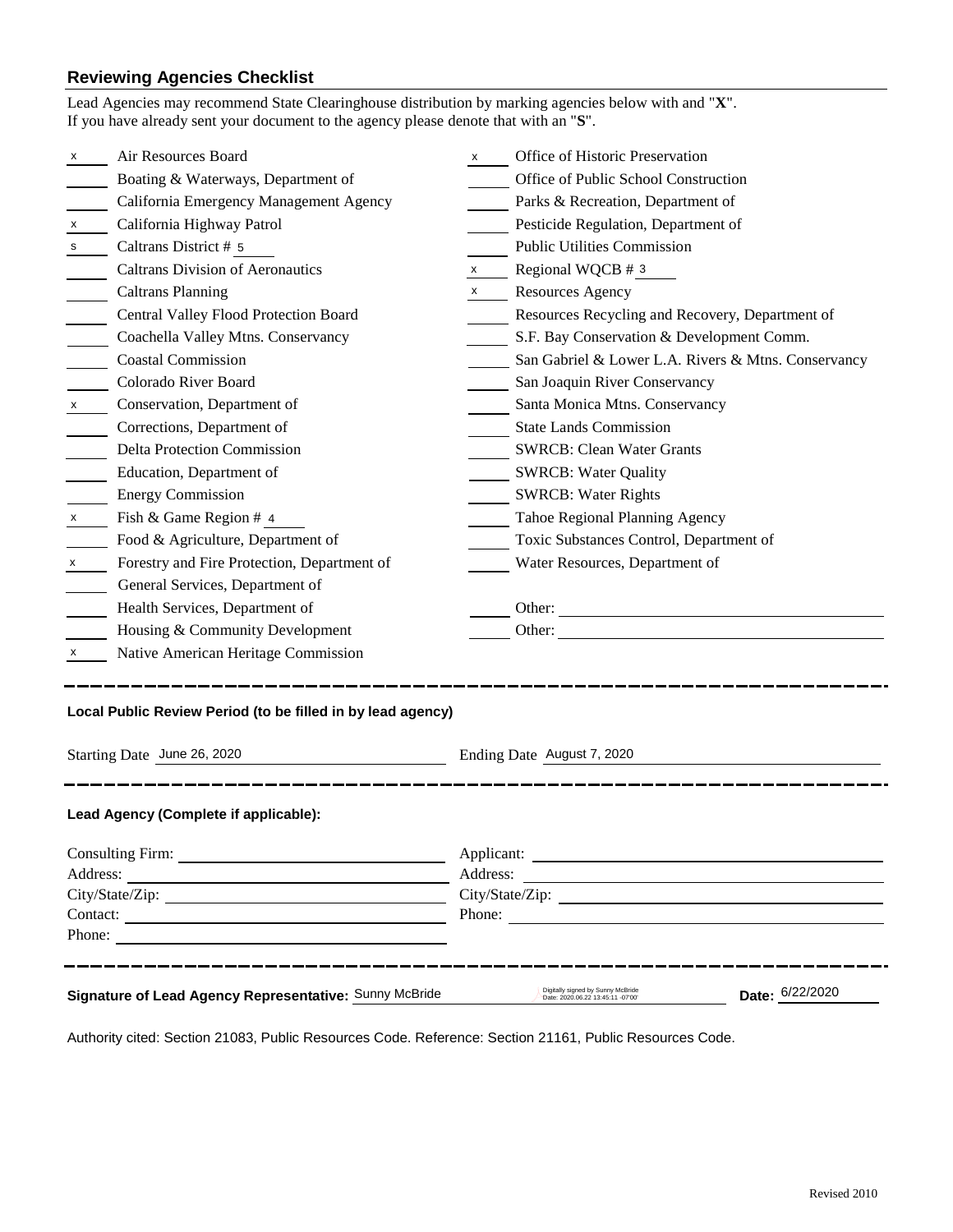## Reviewing Agencies Checklist

Lead Agencies may recommend State Clearinghouse distribution by marking agencies below with and "**X**".
If you have already sent your document to the agency please denote that with an "**S**".

| | | | |
|---|---|---|---|
| x | Air Resources Board | x | Office of Historic Preservation |
| | Boating & Waterways, Department of | | Office of Public School Construction |
| | California Emergency Management Agency | | Parks & Recreation, Department of |
| x | California Highway Patrol | | Pesticide Regulation, Department of |
| s | Caltrans District # 5 | | Public Utilities Commission |
| | Caltrans Division of Aeronautics | x | Regional WQCB # 3 |
| | Caltrans Planning | x | Resources Agency |
| | Central Valley Flood Protection Board | | Resources Recycling and Recovery, Department of |
| | Coachella Valley Mtns. Conservancy | | S.F. Bay Conservation & Development Comm. |
| | Coastal Commission | | San Gabriel & Lower L.A. Rivers & Mtns. Conservancy |
| | Colorado River Board | | San Joaquin River Conservancy |
| x | Conservation, Department of | | Santa Monica Mtns. Conservancy |
| | Corrections, Department of | | State Lands Commission |
| | Delta Protection Commission | | SWRCB: Clean Water Grants |
| | Education, Department of | | SWRCB: Water Quality |
| | Energy Commission | | SWRCB: Water Rights |
| x | Fish & Game Region # 4 | | Tahoe Regional Planning Agency |
| | Food & Agriculture, Department of | | Toxic Substances Control, Department of |
| x | Forestry and Fire Protection, Department of | | Water Resources, Department of |
| | General Services, Department of | | |
| | Health Services, Department of | | Other: |
| | Housing & Community Development | | Other: |
| x | Native American Heritage Commission | | |

---

**Local Public Review Period (to be filled in by lead agency)**

Starting Date June 26, 2020 Ending Date August 7, 2020

---

**Lead Agency (Complete if applicable):**

Consulting Firm:
Address:
City/State/Zip:
Contact:
Phone:

Applicant:
Address:
City/State/Zip:
Phone:

---

**Signature of Lead Agency Representative:** Sunny McBride Digitally signed by Sunny McBride Date: 2020.06.22 13:45:11 -07'00' **Date:** 6/22/2020

Authority cited: Section 21083, Public Resources Code. Reference: Section 21161, Public Resources Code.

Revised 2010